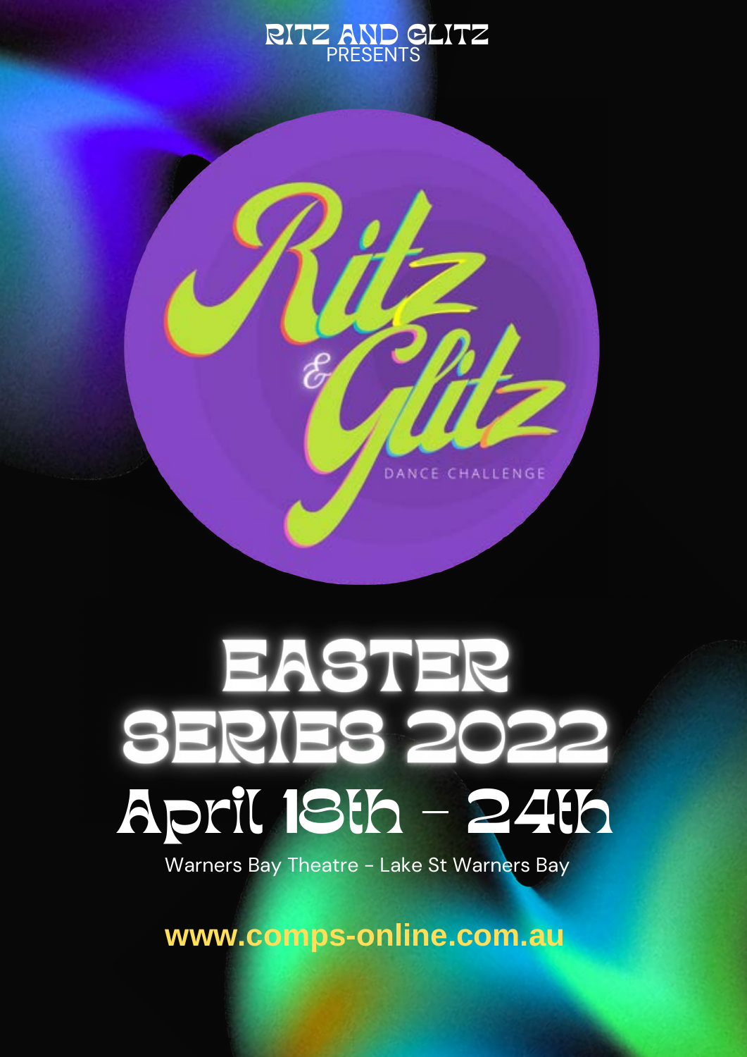RITZ AND GLITZ
PRESENTS

Ritz & Glitz
DANCE CHALLENGE

# EASTER SERIES 2022

## April 18th - 24th

Warners Bay Theatre - Lake St Warners Bay

**www.comps-online.com.au**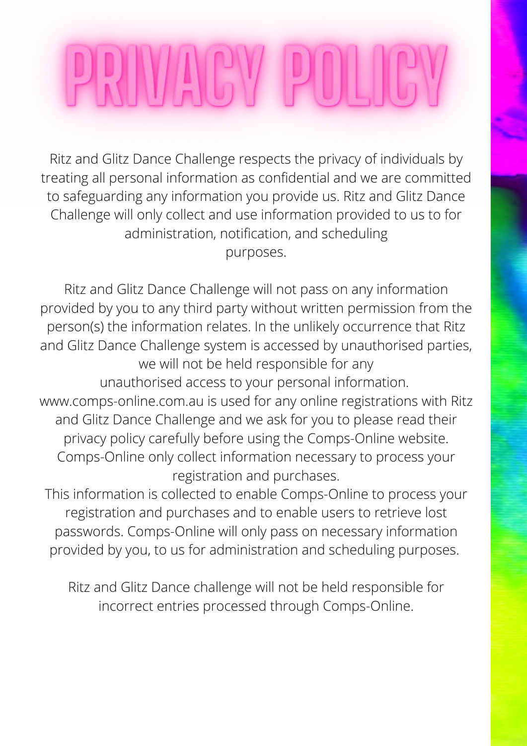# PRIVACY POLICY

Ritz and Glitz Dance Challenge respects the privacy of individuals by treating all personal information as confidential and we are committed to safeguarding any information you provide us. Ritz and Glitz Dance Challenge will only collect and use information provided to us to for administration, notification, and scheduling purposes.

Ritz and Glitz Dance Challenge will not pass on any information provided by you to any third party without written permission from the person(s) the information relates. In the unlikely occurrence that Ritz and Glitz Dance Challenge system is accessed by unauthorised parties, we will not be held responsible for any unauthorised access to your personal information. www.comps-online.com.au is used for any online registrations with Ritz and Glitz Dance Challenge and we ask for you to please read their privacy policy carefully before using the Comps-Online website. Comps-Online only collect information necessary to process your registration and purchases.
This information is collected to enable Comps-Online to process your registration and purchases and to enable users to retrieve lost passwords. Comps-Online will only pass on necessary information provided by you, to us for administration and scheduling purposes.

Ritz and Glitz Dance challenge will not be held responsible for incorrect entries processed through Comps-Online.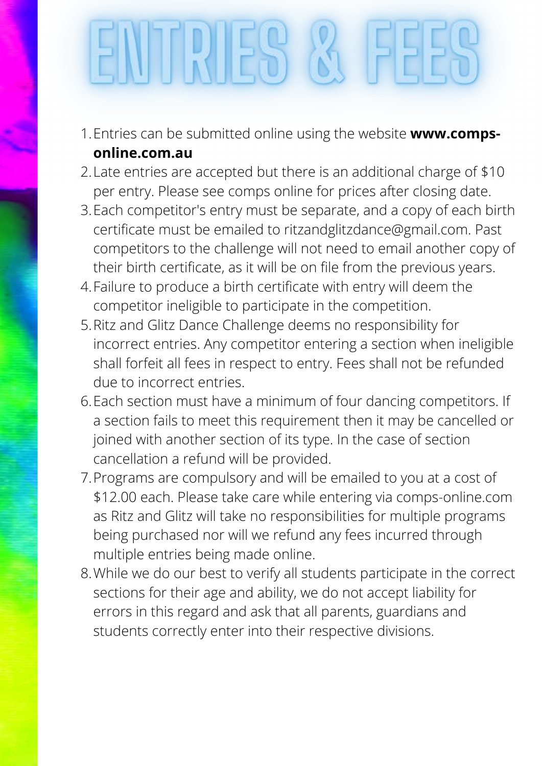# ENTRIES & FEES

1. Entries can be submitted online using the website **www.comps-online.com.au**
2. Late entries are accepted but there is an additional charge of $10 per entry. Please see comps online for prices after closing date.
3. Each competitor's entry must be separate, and a copy of each birth certificate must be emailed to ritzandglitzdance@gmail.com. Past competitors to the challenge will not need to email another copy of their birth certificate, as it will be on file from the previous years.
4. Failure to produce a birth certificate with entry will deem the competitor ineligible to participate in the competition.
5. Ritz and Glitz Dance Challenge deems no responsibility for incorrect entries. Any competitor entering a section when ineligible shall forfeit all fees in respect to entry. Fees shall not be refunded due to incorrect entries.
6. Each section must have a minimum of four dancing competitors. If a section fails to meet this requirement then it may be cancelled or joined with another section of its type. In the case of section cancellation a refund will be provided.
7. Programs are compulsory and will be emailed to you at a cost of $12.00 each. Please take care while entering via comps-online.com as Ritz and Glitz will take no responsibilities for multiple programs being purchased nor will we refund any fees incurred through multiple entries being made online.
8. While we do our best to verify all students participate in the correct sections for their age and ability, we do not accept liability for errors in this regard and ask that all parents, guardians and students correctly enter into their respective divisions.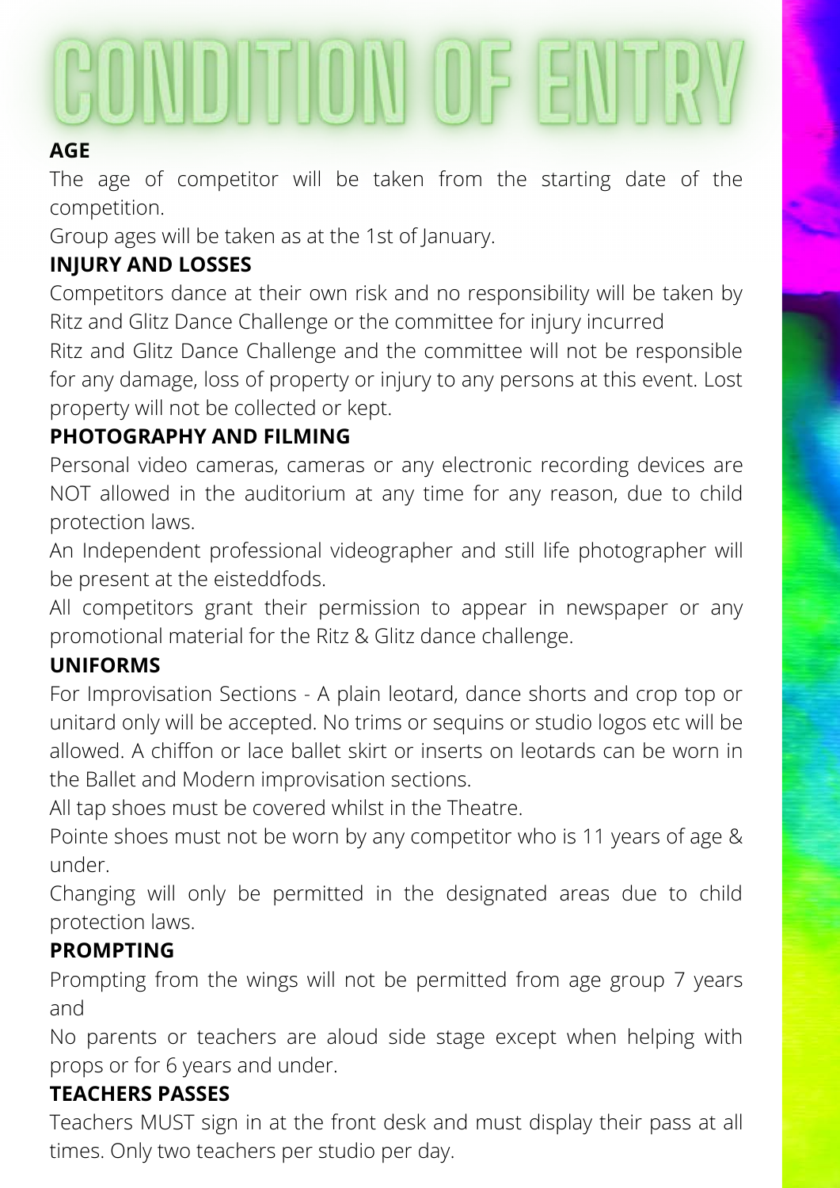# CONDITION OF ENTRY

**AGE**

The age of competitor will be taken from the starting date of the competition.

Group ages will be taken as at the 1st of January.

**INJURY AND LOSSES**

Competitors dance at their own risk and no responsibility will be taken by Ritz and Glitz Dance Challenge or the committee for injury incurred

Ritz and Glitz Dance Challenge and the committee will not be responsible for any damage, loss of property or injury to any persons at this event. Lost property will not be collected or kept.

**PHOTOGRAPHY AND FILMING**

Personal video cameras, cameras or any electronic recording devices are NOT allowed in the auditorium at any time for any reason, due to child protection laws.

An Independent professional videographer and still life photographer will be present at the eisteddfods.

All competitors grant their permission to appear in newspaper or any promotional material for the Ritz & Glitz dance challenge.

**UNIFORMS**

For Improvisation Sections - A plain leotard, dance shorts and crop top or unitard only will be accepted. No trims or sequins or studio logos etc will be allowed. A chiffon or lace ballet skirt or inserts on leotards can be worn in the Ballet and Modern improvisation sections.

All tap shoes must be covered whilst in the Theatre.

Pointe shoes must not be worn by any competitor who is 11 years of age & under.

Changing will only be permitted in the designated areas due to child protection laws.

**PROMPTING**

Prompting from the wings will not be permitted from age group 7 years and

No parents or teachers are aloud side stage except when helping with props or for 6 years and under.

**TEACHERS PASSES**

Teachers MUST sign in at the front desk and must display their pass at all times. Only two teachers per studio per day.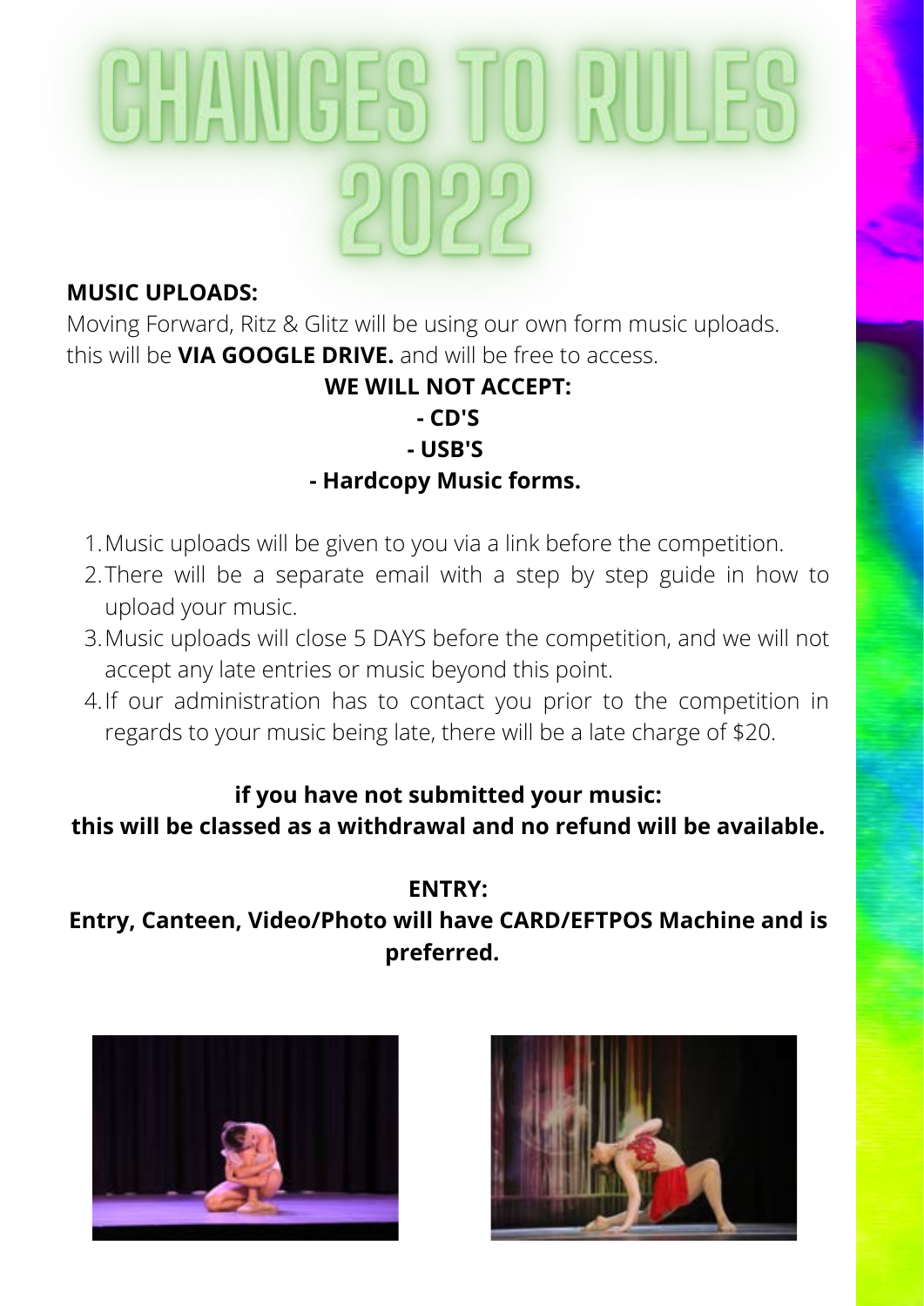# CHANGES TO RULES 2022

**MUSIC UPLOADS:**

Moving Forward, Ritz & Glitz will be using our own form music uploads. this will be **VIA GOOGLE DRIVE.** and will be free to access.

**WE WILL NOT ACCEPT:**

**- CD'S**

**- USB'S**

**- Hardcopy Music forms.**

1. Music uploads will be given to you via a link before the competition.
2. There will be a separate email with a step by step guide in how to upload your music.
3. Music uploads will close 5 DAYS before the competition, and we will not accept any late entries or music beyond this point.
4. If our administration has to contact you prior to the competition in regards to your music being late, there will be a late charge of $20.

**if you have not submitted your music:**
**this will be classed as a withdrawal and no refund will be available.**

**ENTRY:**

**Entry, Canteen, Video/Photo will have CARD/EFTPOS Machine and is preferred.**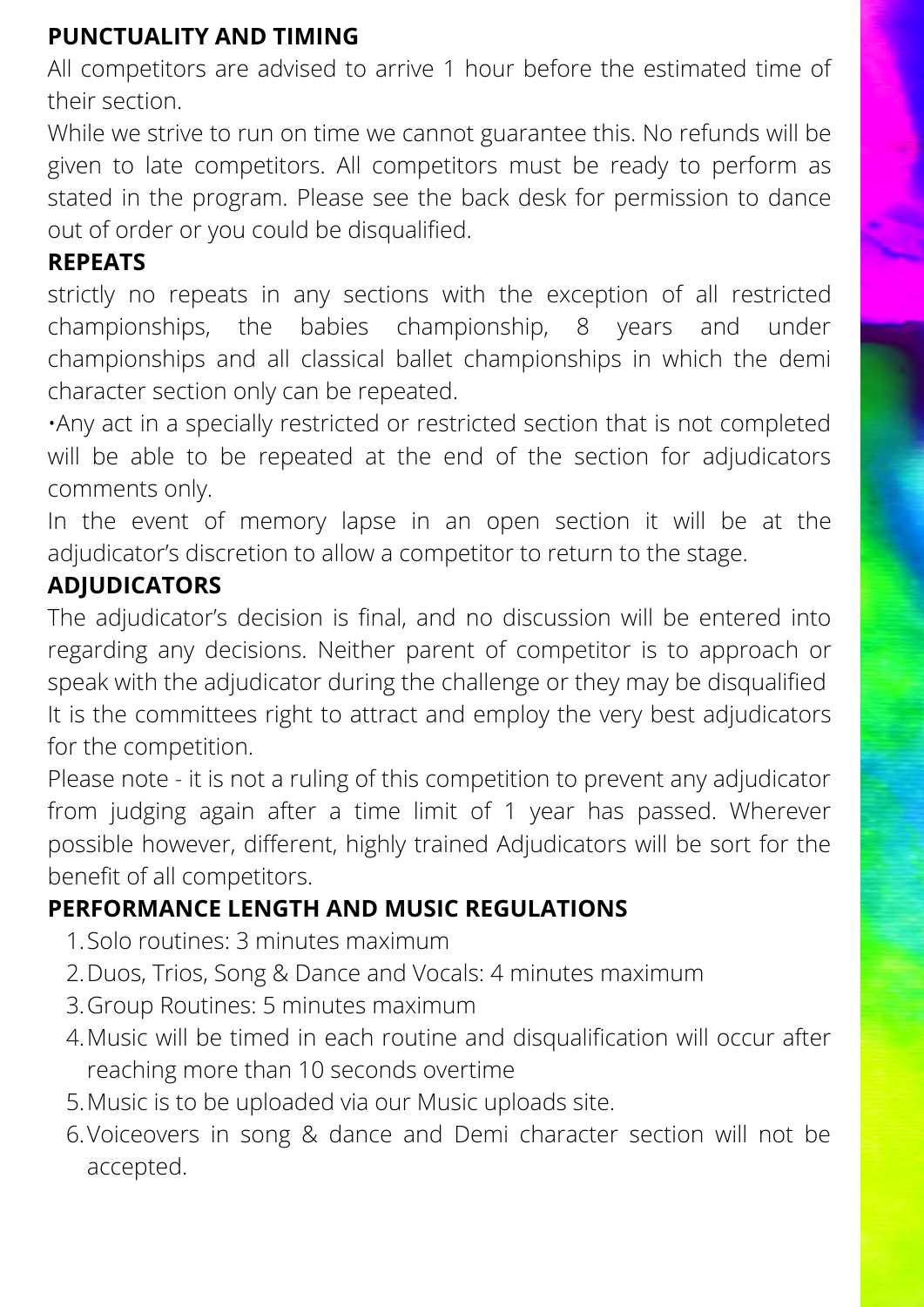## PUNCTUALITY AND TIMING

All competitors are advised to arrive 1 hour before the estimated time of their section.

While we strive to run on time we cannot guarantee this. No refunds will be given to late competitors. All competitors must be ready to perform as stated in the program. Please see the back desk for permission to dance out of order or you could be disqualified.

## REPEATS

strictly no repeats in any sections with the exception of all restricted championships, the babies championship, 8 years and under championships and all classical ballet championships in which the demi character section only can be repeated.

•Any act in a specially restricted or restricted section that is not completed will be able to be repeated at the end of the section for adjudicators comments only.

In the event of memory lapse in an open section it will be at the adjudicator's discretion to allow a competitor to return to the stage.

## ADJUDICATORS

The adjudicator's decision is final, and no discussion will be entered into regarding any decisions. Neither parent of competitor is to approach or speak with the adjudicator during the challenge or they may be disqualified

It is the committees right to attract and employ the very best adjudicators for the competition.

Please note - it is not a ruling of this competition to prevent any adjudicator from judging again after a time limit of 1 year has passed. Wherever possible however, different, highly trained Adjudicators will be sort for the benefit of all competitors.

## PERFORMANCE LENGTH AND MUSIC REGULATIONS

1. Solo routines: 3 minutes maximum
2. Duos, Trios, Song & Dance and Vocals: 4 minutes maximum
3. Group Routines: 5 minutes maximum
4. Music will be timed in each routine and disqualification will occur after reaching more than 10 seconds overtime
5. Music is to be uploaded via our Music uploads site.
6. Voiceovers in song & dance and Demi character section will not be accepted.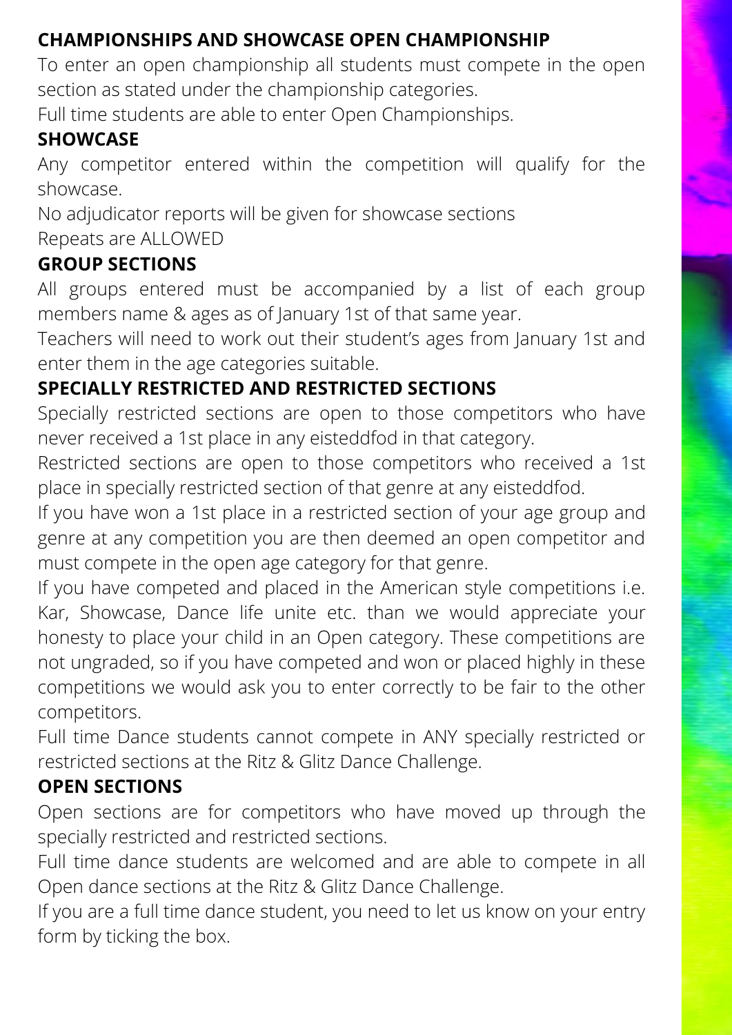## CHAMPIONSHIPS AND SHOWCASE OPEN CHAMPIONSHIP

To enter an open championship all students must compete in the open section as stated under the championship categories.

Full time students are able to enter Open Championships.

## SHOWCASE

Any competitor entered within the competition will qualify for the showcase.

No adjudicator reports will be given for showcase sections

Repeats are ALLOWED

## GROUP SECTIONS

All groups entered must be accompanied by a list of each group members name & ages as of January 1st of that same year.

Teachers will need to work out their student's ages from January 1st and enter them in the age categories suitable.

## SPECIALLY RESTRICTED AND RESTRICTED SECTIONS

Specially restricted sections are open to those competitors who have never received a 1st place in any eisteddfod in that category.

Restricted sections are open to those competitors who received a 1st place in specially restricted section of that genre at any eisteddfod.

If you have won a 1st place in a restricted section of your age group and genre at any competition you are then deemed an open competitor and must compete in the open age category for that genre.

If you have competed and placed in the American style competitions i.e. Kar, Showcase, Dance life unite etc. than we would appreciate your honesty to place your child in an Open category. These competitions are not ungraded, so if you have competed and won or placed highly in these competitions we would ask you to enter correctly to be fair to the other competitors.

Full time Dance students cannot compete in ANY specially restricted or restricted sections at the Ritz & Glitz Dance Challenge.

## OPEN SECTIONS

Open sections are for competitors who have moved up through the specially restricted and restricted sections.

Full time dance students are welcomed and are able to compete in all Open dance sections at the Ritz & Glitz Dance Challenge.

If you are a full time dance student, you need to let us know on your entry form by ticking the box.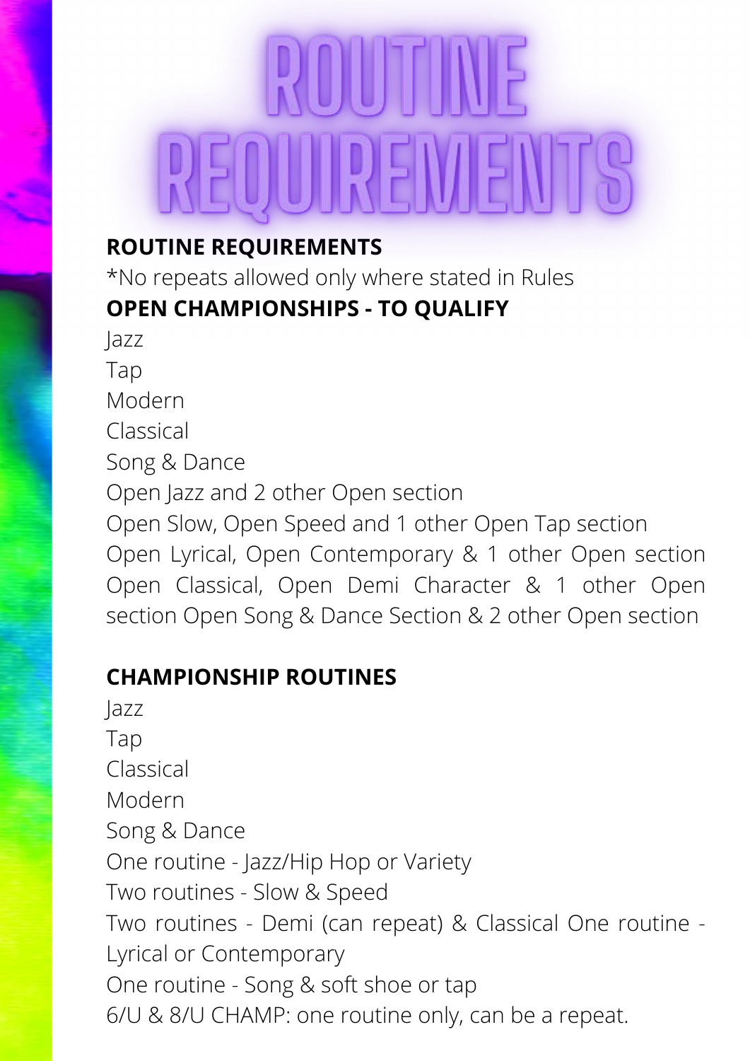# ROUTINE REQUIREMENTS

**ROUTINE REQUIREMENTS**

*No repeats allowed only where stated in Rules

**OPEN CHAMPIONSHIPS - TO QUALIFY**

Jazz
Tap
Modern
Classical
Song & Dance

Open Jazz and 2 other Open section
Open Slow, Open Speed and 1 other Open Tap section
Open Lyrical, Open Contemporary & 1 other Open section
Open Classical, Open Demi Character & 1 other Open section
Open Song & Dance Section & 2 other Open section

**CHAMPIONSHIP ROUTINES**

Jazz
Tap
Classical
Modern
Song & Dance

One routine - Jazz/Hip Hop or Variety
Two routines - Slow & Speed
Two routines - Demi (can repeat) & Classical
One routine - Lyrical or Contemporary
One routine - Song & soft shoe or tap
6/U & 8/U CHAMP: one routine only, can be a repeat.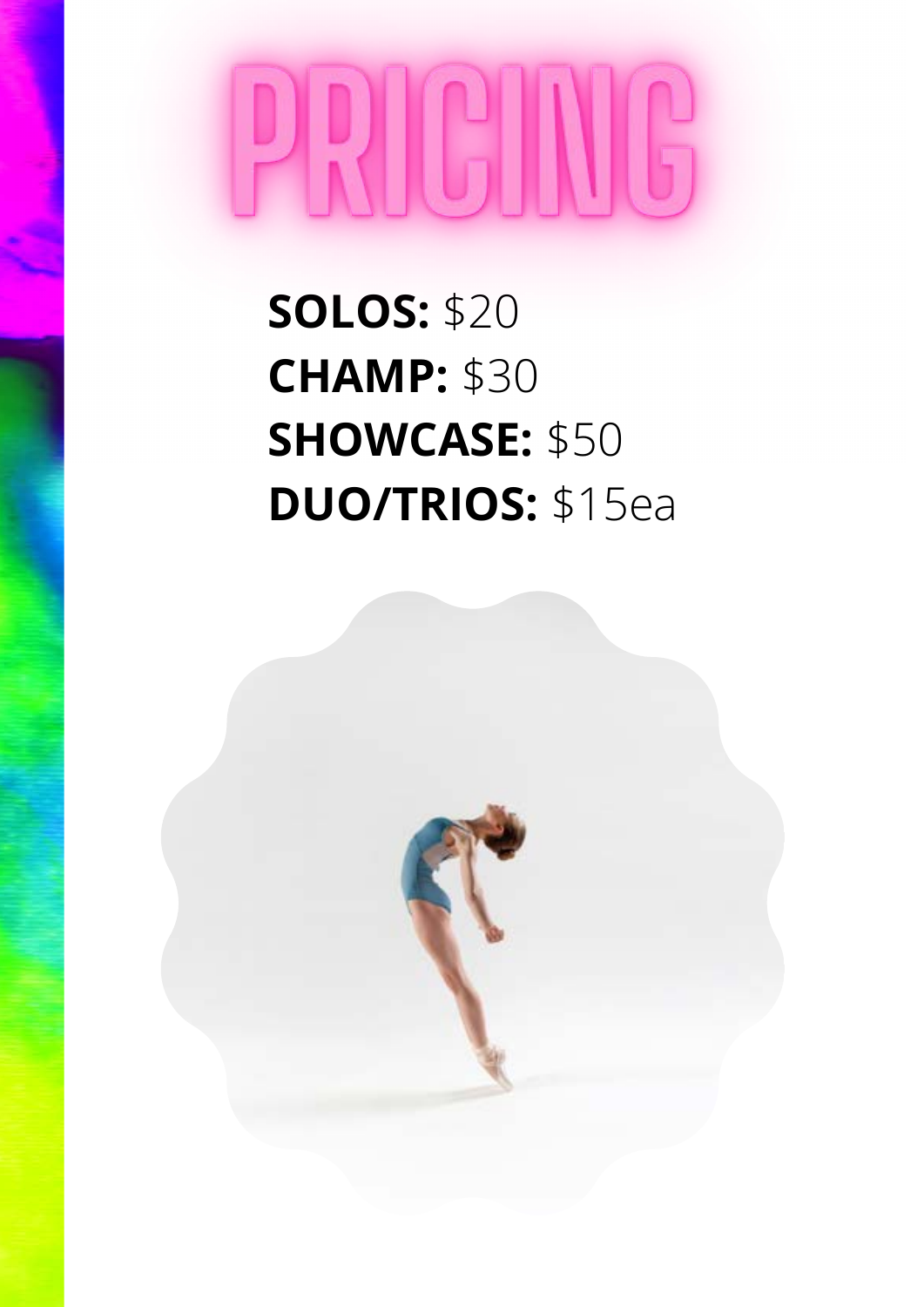# PRICING

**SOLOS:** $20
**CHAMP:** $30
**SHOWCASE:** $50
**DUO/TRIOS:** $15ea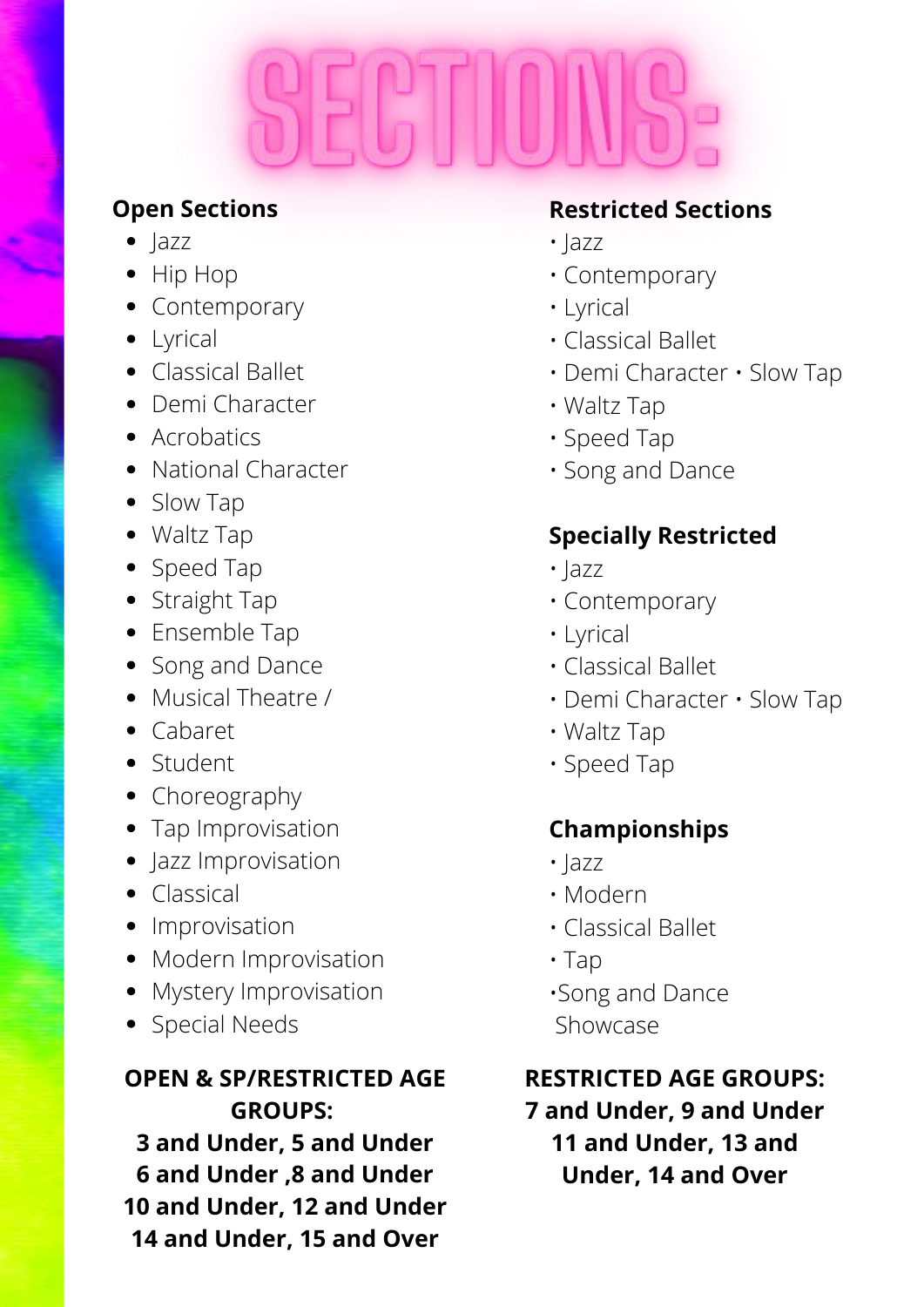# SECTIONS:

## Open Sections

- Jazz
- Hip Hop
- Contemporary
- Lyrical
- Classical Ballet
- Demi Character
- Acrobatics
- National Character
- Slow Tap
- Waltz Tap
- Speed Tap
- Straight Tap
- Ensemble Tap
- Song and Dance
- Musical Theatre /
- Cabaret
- Student
- Choreography
- Tap Improvisation
- Jazz Improvisation
- Classical
- Improvisation
- Modern Improvisation
- Mystery Improvisation
- Special Needs

**OPEN & SP/RESTRICTED AGE GROUPS:**
**3 and Under, 5 and Under**
**6 and Under ,8 and Under**
**10 and Under, 12 and Under**
**14 and Under, 15 and Over**

## Restricted Sections

- Jazz
- Contemporary
- Lyrical
- Classical Ballet
- Demi Character • Slow Tap
- Waltz Tap
- Speed Tap
- Song and Dance

## Specially Restricted

- Jazz
- Contemporary
- Lyrical
- Classical Ballet
- Demi Character • Slow Tap
- Waltz Tap
- Speed Tap

## Championships

- Jazz
- Modern
- Classical Ballet
- Tap
- Song and Dance Showcase

**RESTRICTED AGE GROUPS:**
**7 and Under, 9 and Under**
**11 and Under, 13 and Under, 14 and Over**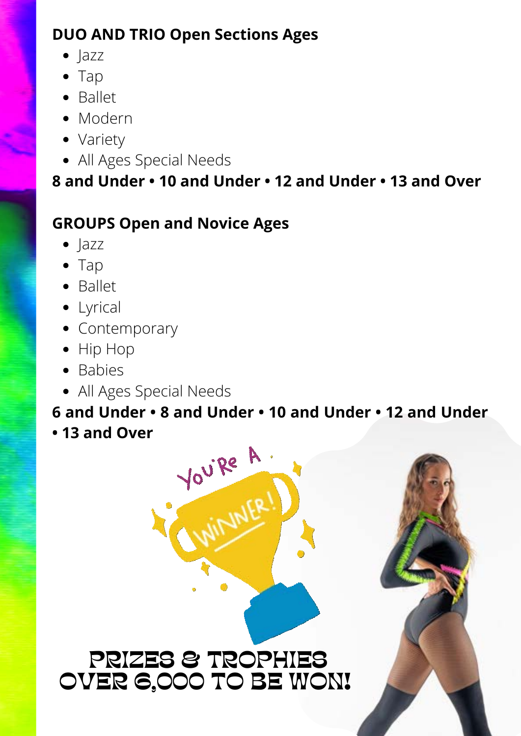**DUO AND TRIO Open Sections Ages**

- Jazz
- Tap
- Ballet
- Modern
- Variety
- All Ages Special Needs

**8 and Under • 10 and Under • 12 and Under • 13 and Over**

**GROUPS Open and Novice Ages**

- Jazz
- Tap
- Ballet
- Lyrical
- Contemporary
- Hip Hop
- Babies
- All Ages Special Needs

**6 and Under • 8 and Under • 10 and Under • 12 and Under • 13 and Over**

You're A WINNER!

PRIZES & TROPHIES OVER 6,000 TO BE WON!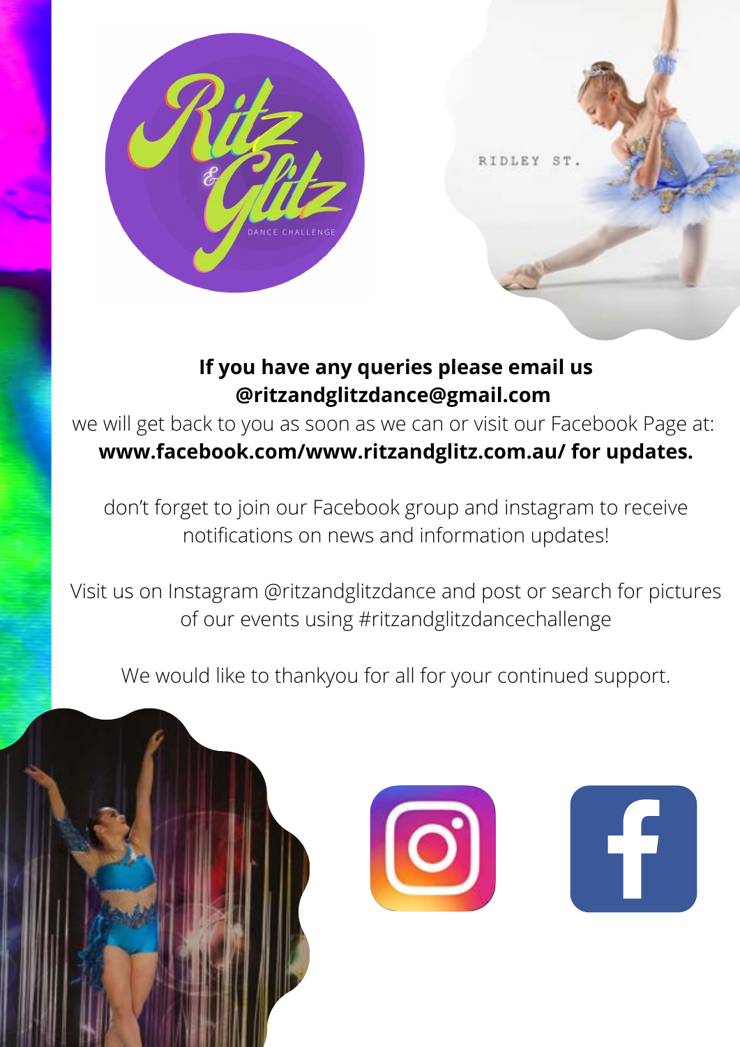**If you have any queries please email us @ritzandglitzdance@gmail.com**

we will get back to you as soon as we can or visit our Facebook Page at:
**www.facebook.com/www.ritzandglitz.com.au/ for updates.**

don't forget to join our Facebook group and instagram to receive notifications on news and information updates!

Visit us on Instagram @ritzandglitzdance and post or search for pictures of our events using #ritzandglitzdancechallenge

We would like to thankyou for all for your continued support.